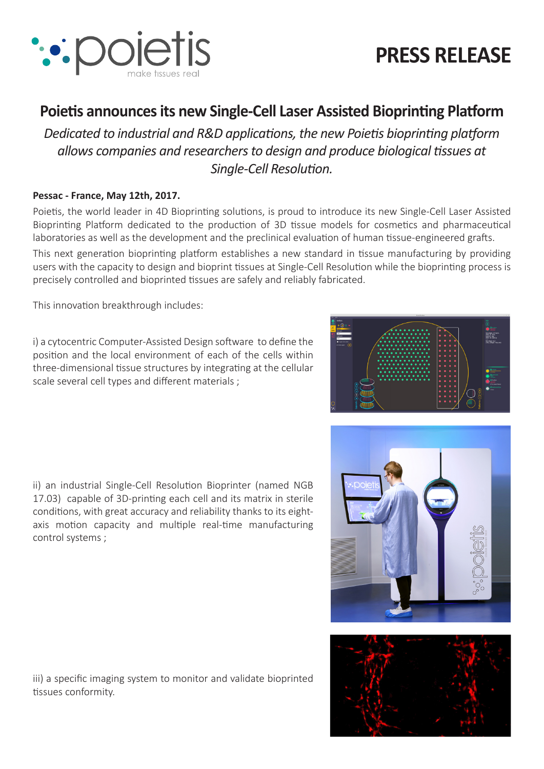# PRESS RELEASE

## Poietis announces its new Single-Cell Laser Assisted Bioprinting Platform

*Dedicated to industrial and R&D applications, the new Poietis bioprinting platform allows companies and researchers to design and produce biological tissues at Single-Cell Resolution.*

**Pessac - France, May 12th, 2017.**

Poietis, the world leader in 4D Bioprinting solutions, is proud to introduce its new Single-Cell Laser Assisted Bioprinting Platform dedicated to the production of 3D tissue models for cosmetics and pharmaceutical laboratories as well as the development and the preclinical evaluation of human tissue-engineered grafts.

This next generation bioprinting platform establishes a new standard in tissue manufacturing by providing users with the capacity to design and bioprint tissues at Single-Cell Resolution while the bioprinting process is precisely controlled and bioprinted tissues are safely and reliably fabricated.

This innovation breakthrough includes:

i) a cytocentric Computer-Assisted Design software to define the position and the local environment of each of the cells within three-dimensional tissue structures by integrating at the cellular scale several cell types and different materials ;

ii) an industrial Single-Cell Resolution Bioprinter (named NGB 17.03) capable of 3D-printing each cell and its matrix in sterile conditions, with great accuracy and reliability thanks to its eight-axis motion capacity and multiple real-time manufacturing control systems ;

iii) a specific imaging system to monitor and validate bioprinted tissues conformity.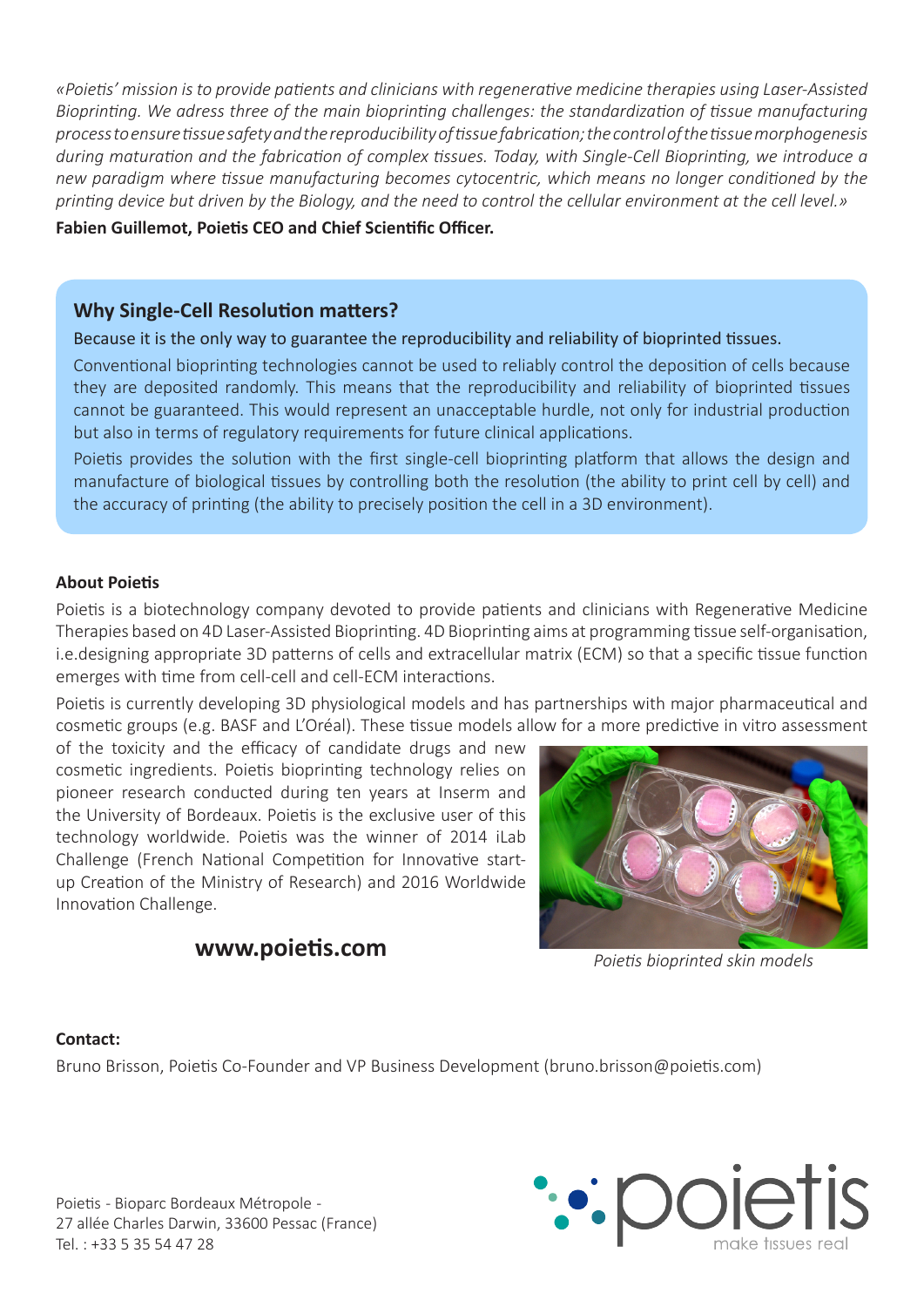*«Poietis' mission is to provide patients and clinicians with regenerative medicine therapies using Laser-Assisted Bioprinting. We adress three of the main bioprinting challenges: the standardization of tissue manufacturing process to ensure tissue safety and the reproducibility of tissue fabrication; the control of the tissue morphogenesis during maturation and the fabrication of complex tissues. Today, with Single-Cell Bioprinting, we introduce a new paradigm where tissue manufacturing becomes cytocentric, which means no longer conditioned by the printing device but driven by the Biology, and the need to control the cellular environment at the cell level.»*

**Fabien Guillemot, Poietis CEO and Chief Scientific Officer.**

## Why Single-Cell Resolution matters?

Because it is the only way to guarantee the reproducibility and reliability of bioprinted tissues.

Conventional bioprinting technologies cannot be used to reliably control the deposition of cells because they are deposited randomly. This means that the reproducibility and reliability of bioprinted tissues cannot be guaranteed. This would represent an unacceptable hurdle, not only for industrial production but also in terms of regulatory requirements for future clinical applications.

Poietis provides the solution with the first single-cell bioprinting platform that allows the design and manufacture of biological tissues by controlling both the resolution (the ability to print cell by cell) and the accuracy of printing (the ability to precisely position the cell in a 3D environment).

**About Poietis**

Poietis is a biotechnology company devoted to provide patients and clinicians with Regenerative Medicine Therapies based on 4D Laser-Assisted Bioprinting. 4D Bioprinting aims at programming tissue self-organisation, i.e.designing appropriate 3D patterns of cells and extracellular matrix (ECM) so that a specific tissue function emerges with time from cell-cell and cell-ECM interactions.

Poietis is currently developing 3D physiological models and has partnerships with major pharmaceutical and cosmetic groups (e.g. BASF and L'Oréal). These tissue models allow for a more predictive in vitro assessment of the toxicity and the efficacy of candidate drugs and new cosmetic ingredients. Poietis bioprinting technology relies on pioneer research conducted during ten years at Inserm and the University of Bordeaux. Poietis is the exclusive user of this technology worldwide. Poietis was the winner of 2014 iLab Challenge (French National Competition for Innovative start-up Creation of the Ministry of Research) and 2016 Worldwide Innovation Challenge.

*Poietis bioprinted skin models*

**www.poietis.com**

**Contact:**

Bruno Brisson, Poietis Co-Founder and VP Business Development (bruno.brisson@poietis.com)

Poietis - Bioparc Bordeaux Métropole -
27 allée Charles Darwin, 33600 Pessac (France)
Tel. : +33 5 35 54 47 28

poietis
make tissues real